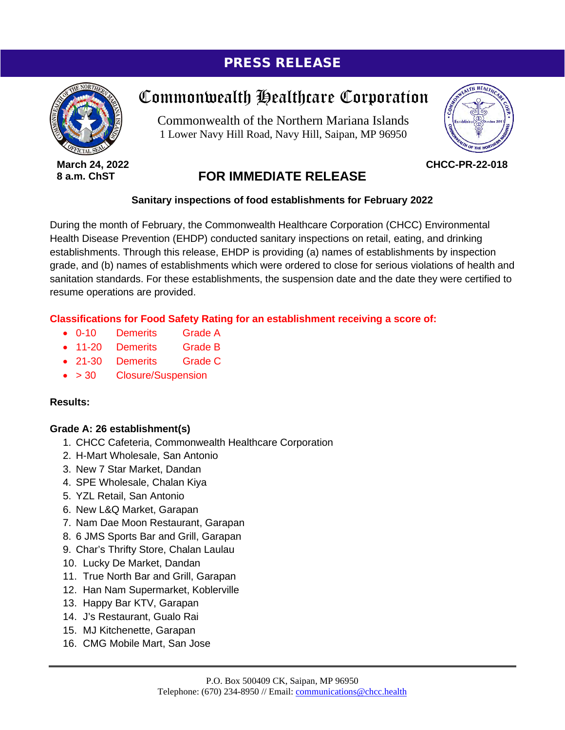# PRESS RELEASE

## Commonwealth Healthcare Corporation

Commonwealth of the Northern Mariana Islands
1 Lower Navy Hill Road, Navy Hill, Saipan, MP 96950

**March 24, 2022**
**8 a.m. ChST**

**CHCC-PR-22-018**

## FOR IMMEDIATE RELEASE

**Sanitary inspections of food establishments for February 2022**

During the month of February, the Commonwealth Healthcare Corporation (CHCC) Environmental Health Disease Prevention (EHDP) conducted sanitary inspections on retail, eating, and drinking establishments. Through this release, EHDP is providing (a) names of establishments by inspection grade, and (b) names of establishments which were ordered to close for serious violations of health and sanitation standards. For these establishments, the suspension date and the date they were certified to resume operations are provided.

**Classifications for Food Safety Rating for an establishment receiving a score of:**

- 0-10 Demerits Grade A
- 11-20 Demerits Grade B
- 21-30 Demerits Grade C
- > 30 Closure/Suspension

**Results:**

**Grade A: 26 establishment(s)**

1. CHCC Cafeteria, Commonwealth Healthcare Corporation
2. H-Mart Wholesale, San Antonio
3. New 7 Star Market, Dandan
4. SPE Wholesale, Chalan Kiya
5. YZL Retail, San Antonio
6. New L&Q Market, Garapan
7. Nam Dae Moon Restaurant, Garapan
8. 6 JMS Sports Bar and Grill, Garapan
9. Char's Thrifty Store, Chalan Laulau
10. Lucky De Market, Dandan
11. True North Bar and Grill, Garapan
12. Han Nam Supermarket, Koblerville
13. Happy Bar KTV, Garapan
14. J's Restaurant, Gualo Rai
15. MJ Kitchenette, Garapan
16. CMG Mobile Mart, San Jose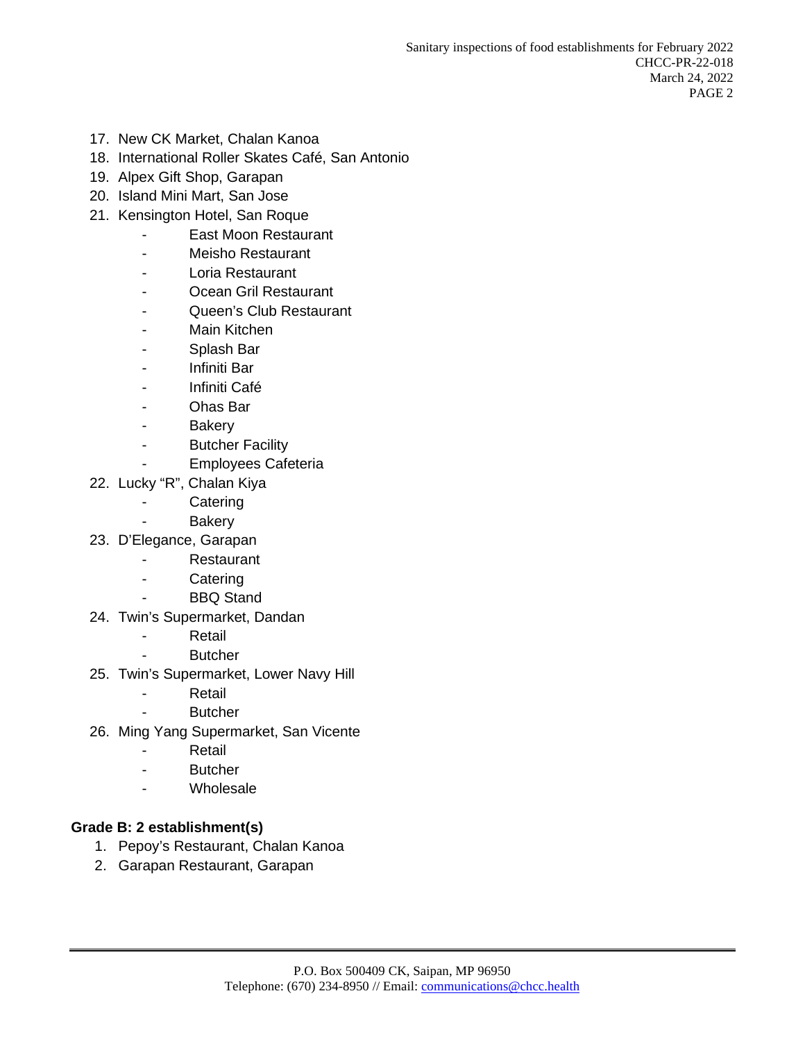17. New CK Market, Chalan Kanoa
18. International Roller Skates Café, San Antonio
19. Alpex Gift Shop, Garapan
20. Island Mini Mart, San Jose
21. Kensington Hotel, San Roque
    - East Moon Restaurant
    - Meisho Restaurant
    - Loria Restaurant
    - Ocean Gril Restaurant
    - Queen's Club Restaurant
    - Main Kitchen
    - Splash Bar
    - Infiniti Bar
    - Infiniti Café
    - Ohas Bar
    - Bakery
    - Butcher Facility
    - Employees Cafeteria
22. Lucky "R", Chalan Kiya
    - Catering
    - Bakery
23. D'Elegance, Garapan
    - Restaurant
    - Catering
    - BBQ Stand
24. Twin's Supermarket, Dandan
    - Retail
    - Butcher
25. Twin's Supermarket, Lower Navy Hill
    - Retail
    - Butcher
26. Ming Yang Supermarket, San Vicente
    - Retail
    - Butcher
    - Wholesale

**Grade B: 2 establishment(s)**

1. Pepoy's Restaurant, Chalan Kanoa
2. Garapan Restaurant, Garapan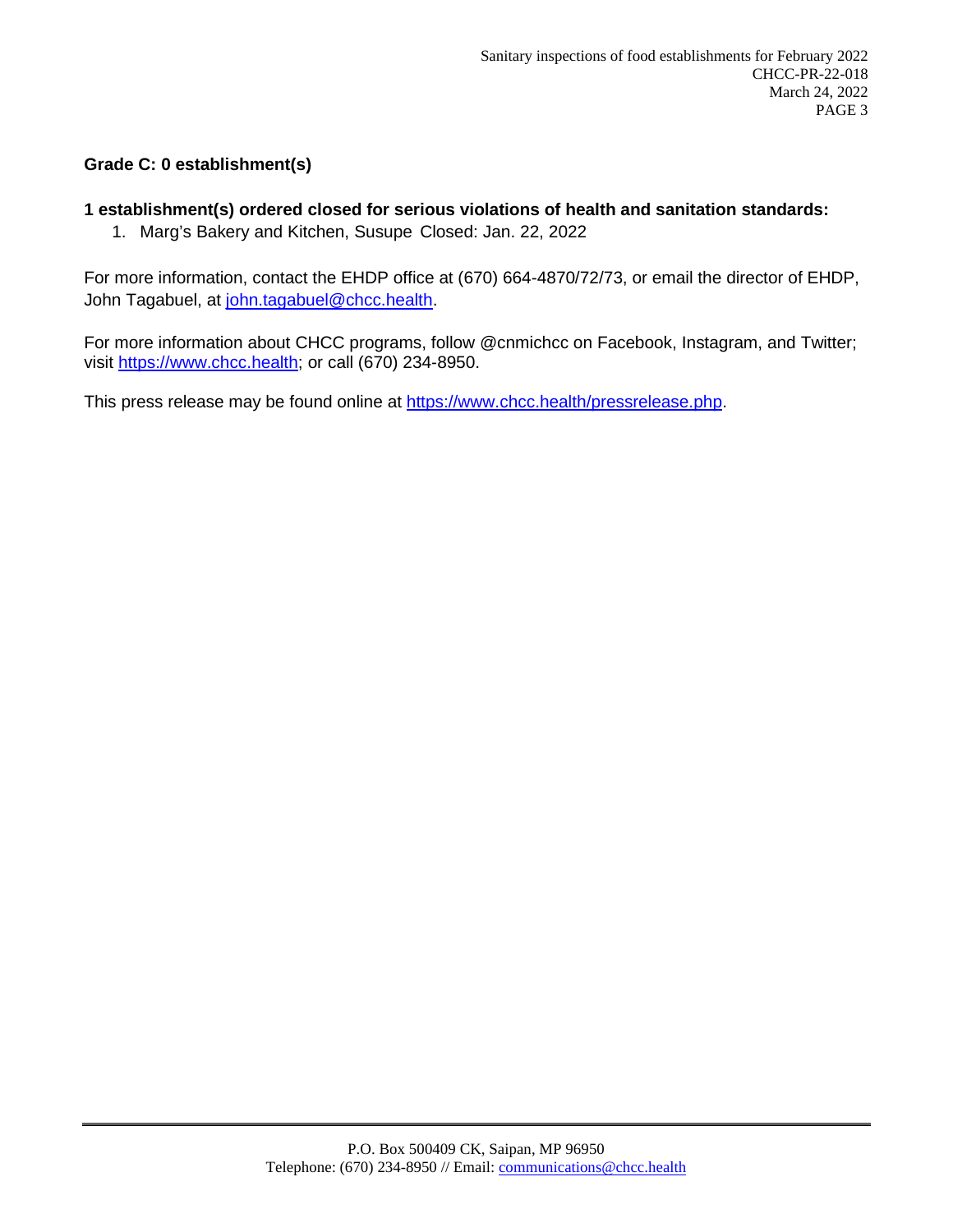**Grade C: 0 establishment(s)**

**1 establishment(s) ordered closed for serious violations of health and sanitation standards:**

1. Marg's Bakery and Kitchen, Susupe Closed: Jan. 22, 2022

For more information, contact the EHDP office at (670) 664-4870/72/73, or email the director of EHDP, John Tagabuel, at john.tagabuel@chcc.health.

For more information about CHCC programs, follow @cnmichcc on Facebook, Instagram, and Twitter; visit https://www.chcc.health; or call (670) 234-8950.

This press release may be found online at https://www.chcc.health/pressrelease.php.

P.O. Box 500409 CK, Saipan, MP 96950
Telephone: (670) 234-8950 // Email: communications@chcc.health